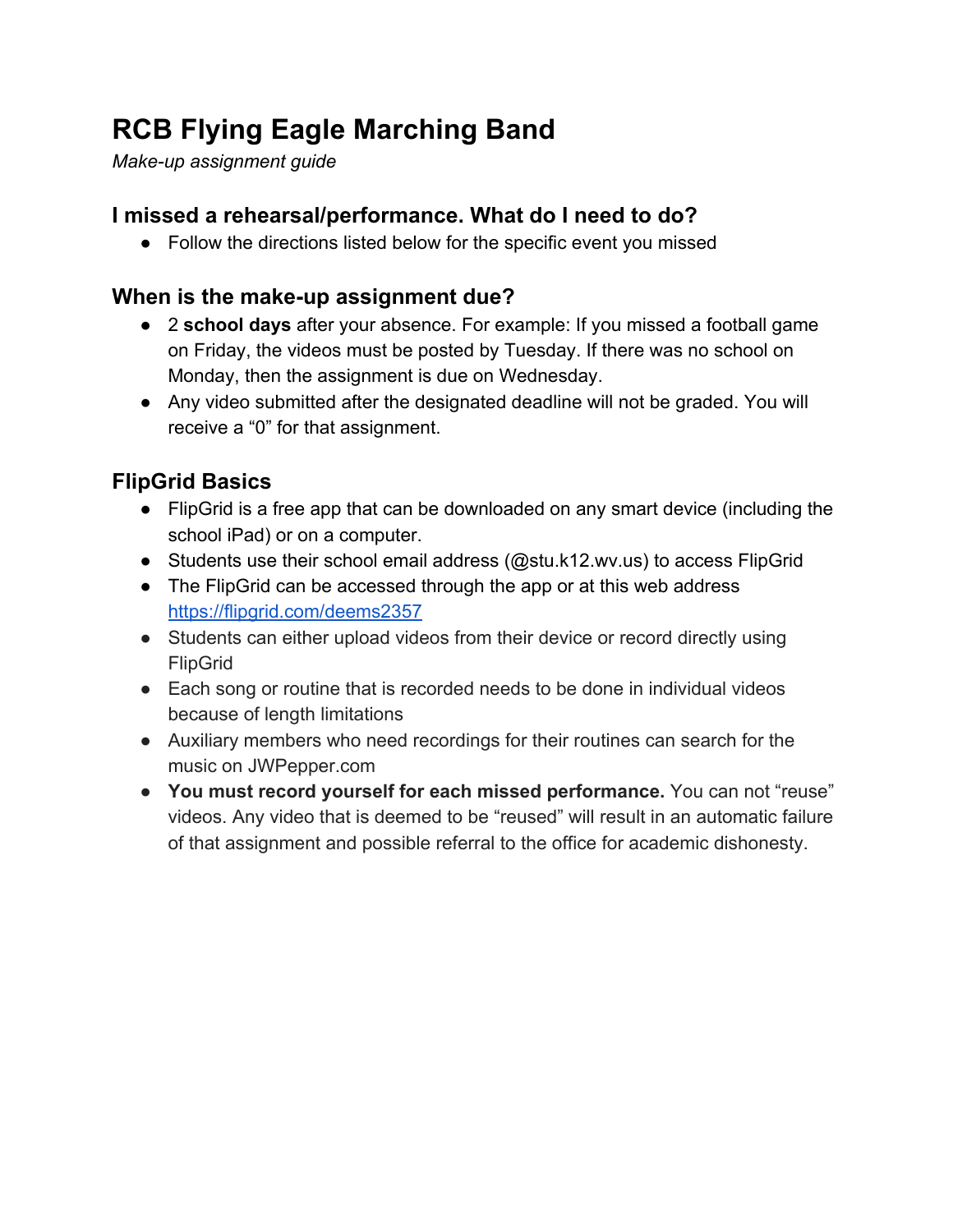# RCB Flying Eagle Marching Band

*Make-up assignment guide*

### I missed a rehearsal/performance. What do I need to do?

- Follow the directions listed below for the specific event you missed

### When is the make-up assignment due?

- 2 **school days** after your absence. For example: If you missed a football game on Friday, the videos must be posted by Tuesday. If there was no school on Monday, then the assignment is due on Wednesday.
- Any video submitted after the designated deadline will not be graded. You will receive a "0" for that assignment.

### FlipGrid Basics

- FlipGrid is a free app that can be downloaded on any smart device (including the school iPad) or on a computer.
- Students use their school email address (@stu.k12.wv.us) to access FlipGrid
- The FlipGrid can be accessed through the app or at this web address [https://flipgrid.com/deems2357](https://flipgrid.com/deems2357)
- Students can either upload videos from their device or record directly using FlipGrid
- Each song or routine that is recorded needs to be done in individual videos because of length limitations
- Auxiliary members who need recordings for their routines can search for the music on JWPepper.com
- **You must record yourself for each missed performance.** You can not "reuse" videos. Any video that is deemed to be "reused" will result in an automatic failure of that assignment and possible referral to the office for academic dishonesty.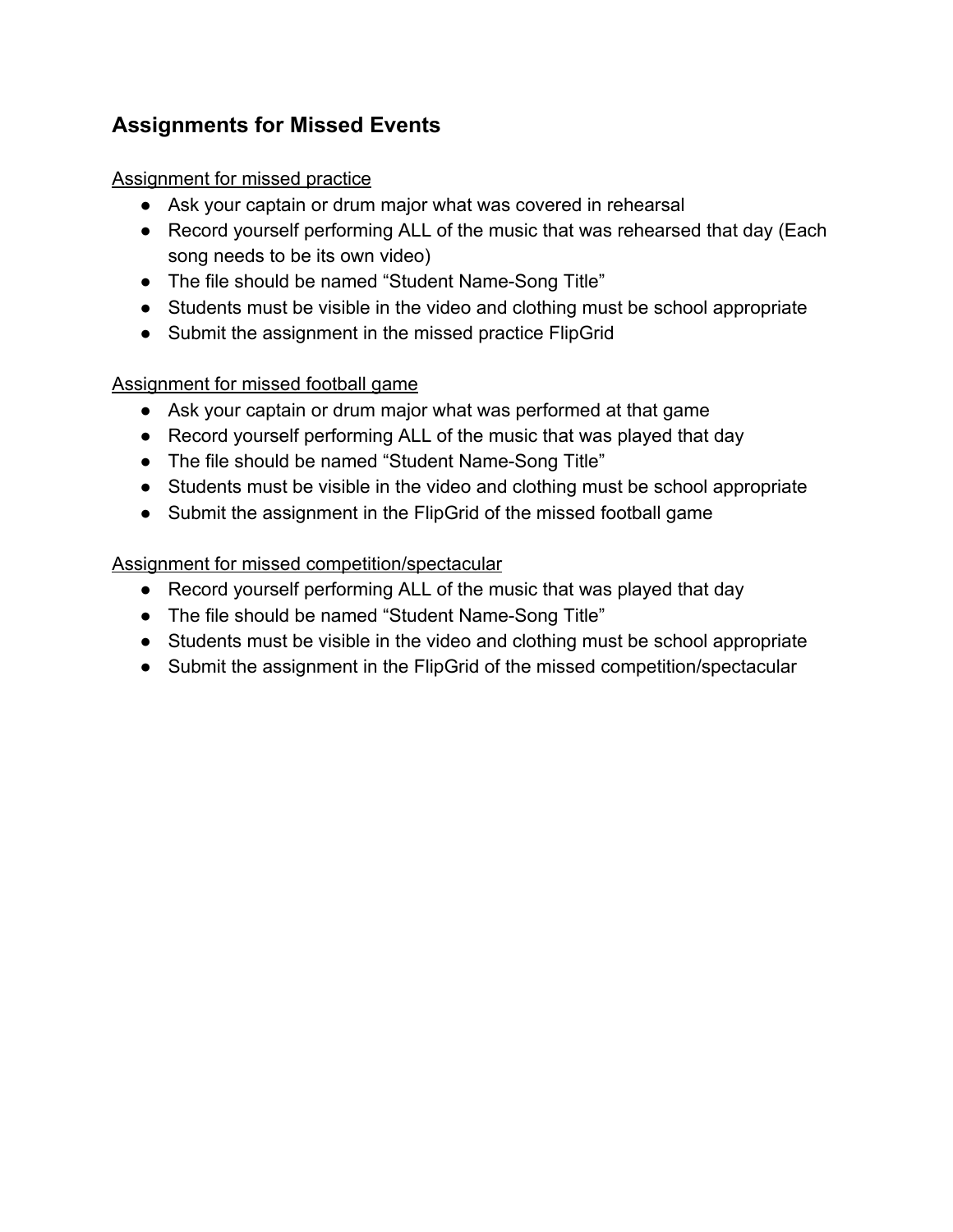## Assignments for Missed Events

<u>Assignment for missed practice</u>

- Ask your captain or drum major what was covered in rehearsal
- Record yourself performing ALL of the music that was rehearsed that day (Each song needs to be its own video)
- The file should be named “Student Name-Song Title”
- Students must be visible in the video and clothing must be school appropriate
- Submit the assignment in the missed practice FlipGrid

<u>Assignment for missed football game</u>

- Ask your captain or drum major what was performed at that game
- Record yourself performing ALL of the music that was played that day
- The file should be named “Student Name-Song Title”
- Students must be visible in the video and clothing must be school appropriate
- Submit the assignment in the FlipGrid of the missed football game

<u>Assignment for missed competition/spectacular</u>

- Record yourself performing ALL of the music that was played that day
- The file should be named “Student Name-Song Title”
- Students must be visible in the video and clothing must be school appropriate
- Submit the assignment in the FlipGrid of the missed competition/spectacular